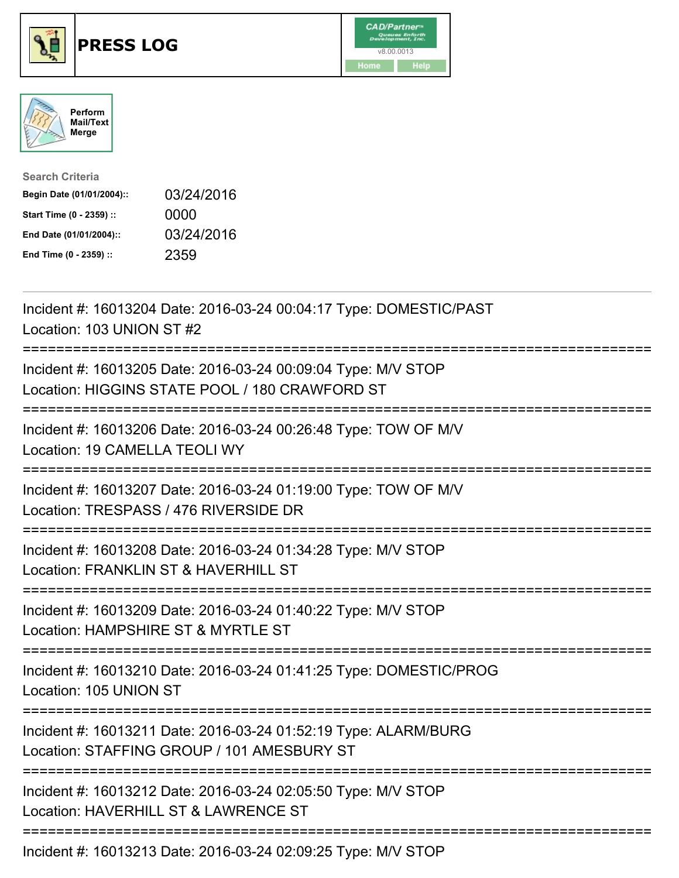# PRESS LOG

Perform Mail/Text Merge

**Search Criteria**

| | |
|---|---|
| Begin Date (01/01/2004):: | 03/24/2016 |
| Start Time (0 - 2359) :: | 0000 |
| End Date (01/01/2004):: | 03/24/2016 |
| End Time (0 - 2359) :: | 2359 |

Incident #: 16013204 Date: 2016-03-24 00:04:17 Type: DOMESTIC/PAST
Location: 103 UNION ST #2

===========================================================================

Incident #: 16013205 Date: 2016-03-24 00:09:04 Type: M/V STOP
Location: HIGGINS STATE POOL / 180 CRAWFORD ST

===========================================================================

Incident #: 16013206 Date: 2016-03-24 00:26:48 Type: TOW OF M/V
Location: 19 CAMELLA TEOLI WY

===========================================================================

Incident #: 16013207 Date: 2016-03-24 01:19:00 Type: TOW OF M/V
Location: TRESPASS / 476 RIVERSIDE DR

===========================================================================

Incident #: 16013208 Date: 2016-03-24 01:34:28 Type: M/V STOP
Location: FRANKLIN ST & HAVERHILL ST

===========================================================================

Incident #: 16013209 Date: 2016-03-24 01:40:22 Type: M/V STOP
Location: HAMPSHIRE ST & MYRTLE ST

===========================================================================

Incident #: 16013210 Date: 2016-03-24 01:41:25 Type: DOMESTIC/PROG
Location: 105 UNION ST

===========================================================================

Incident #: 16013211 Date: 2016-03-24 01:52:19 Type: ALARM/BURG
Location: STAFFING GROUP / 101 AMESBURY ST

===========================================================================

Incident #: 16013212 Date: 2016-03-24 02:05:50 Type: M/V STOP
Location: HAVERHILL ST & LAWRENCE ST

===========================================================================

Incident #: 16013213 Date: 2016-03-24 02:09:25 Type: M/V STOP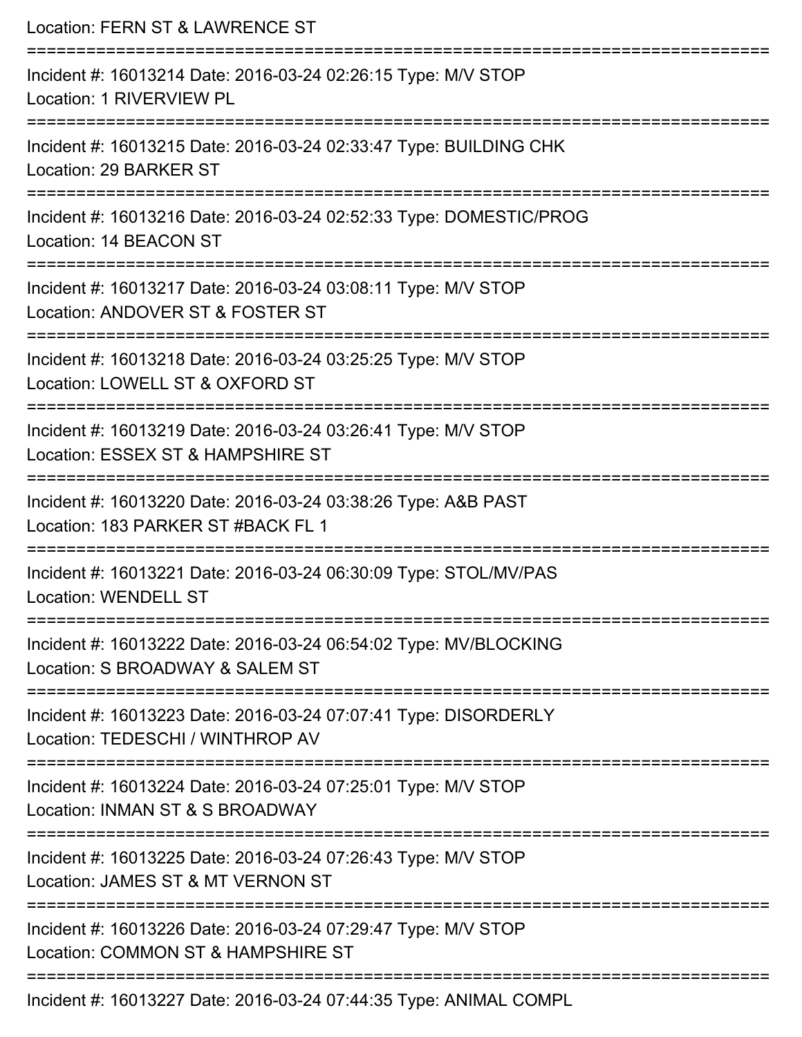Location: FERN ST & LAWRENCE ST

===========================================================================

Incident #: 16013214 Date: 2016-03-24 02:26:15 Type: M/V STOP

Location: 1 RIVERVIEW PL

===========================================================================

Incident #: 16013215 Date: 2016-03-24 02:33:47 Type: BUILDING CHK

Location: 29 BARKER ST

===========================================================================

Incident #: 16013216 Date: 2016-03-24 02:52:33 Type: DOMESTIC/PROG

Location: 14 BEACON ST

===========================================================================

Incident #: 16013217 Date: 2016-03-24 03:08:11 Type: M/V STOP

Location: ANDOVER ST & FOSTER ST

===========================================================================

Incident #: 16013218 Date: 2016-03-24 03:25:25 Type: M/V STOP

Location: LOWELL ST & OXFORD ST

===========================================================================

Incident #: 16013219 Date: 2016-03-24 03:26:41 Type: M/V STOP

Location: ESSEX ST & HAMPSHIRE ST

===========================================================================

Incident #: 16013220 Date: 2016-03-24 03:38:26 Type: A&B PAST

Location: 183 PARKER ST #BACK FL 1

===========================================================================

Incident #: 16013221 Date: 2016-03-24 06:30:09 Type: STOL/MV/PAS

Location: WENDELL ST

===========================================================================

Incident #: 16013222 Date: 2016-03-24 06:54:02 Type: MV/BLOCKING

Location: S BROADWAY & SALEM ST

===========================================================================

Incident #: 16013223 Date: 2016-03-24 07:07:41 Type: DISORDERLY

Location: TEDESCHI / WINTHROP AV

===========================================================================

Incident #: 16013224 Date: 2016-03-24 07:25:01 Type: M/V STOP

Location: INMAN ST & S BROADWAY

===========================================================================

Incident #: 16013225 Date: 2016-03-24 07:26:43 Type: M/V STOP

Location: JAMES ST & MT VERNON ST

===========================================================================

Incident #: 16013226 Date: 2016-03-24 07:29:47 Type: M/V STOP

Location: COMMON ST & HAMPSHIRE ST

===========================================================================

Incident #: 16013227 Date: 2016-03-24 07:44:35 Type: ANIMAL COMPL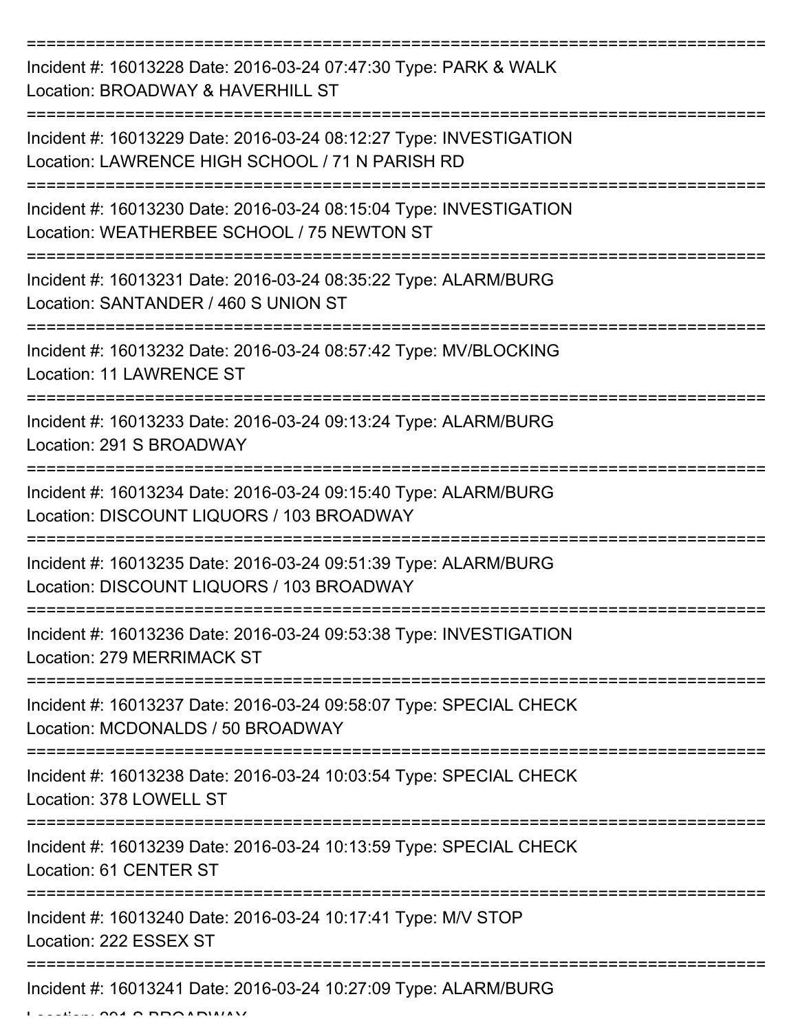===========================================================================

Incident #: 16013228 Date: 2016-03-24 07:47:30 Type: PARK & WALK
Location: BROADWAY & HAVERHILL ST

===========================================================================

Incident #: 16013229 Date: 2016-03-24 08:12:27 Type: INVESTIGATION
Location: LAWRENCE HIGH SCHOOL / 71 N PARISH RD

===========================================================================

Incident #: 16013230 Date: 2016-03-24 08:15:04 Type: INVESTIGATION
Location: WEATHERBEE SCHOOL / 75 NEWTON ST

===========================================================================

Incident #: 16013231 Date: 2016-03-24 08:35:22 Type: ALARM/BURG
Location: SANTANDER / 460 S UNION ST

===========================================================================

Incident #: 16013232 Date: 2016-03-24 08:57:42 Type: MV/BLOCKING
Location: 11 LAWRENCE ST

===========================================================================

Incident #: 16013233 Date: 2016-03-24 09:13:24 Type: ALARM/BURG
Location: 291 S BROADWAY

===========================================================================

Incident #: 16013234 Date: 2016-03-24 09:15:40 Type: ALARM/BURG
Location: DISCOUNT LIQUORS / 103 BROADWAY

===========================================================================

Incident #: 16013235 Date: 2016-03-24 09:51:39 Type: ALARM/BURG
Location: DISCOUNT LIQUORS / 103 BROADWAY

===========================================================================

Incident #: 16013236 Date: 2016-03-24 09:53:38 Type: INVESTIGATION
Location: 279 MERRIMACK ST

===========================================================================

Incident #: 16013237 Date: 2016-03-24 09:58:07 Type: SPECIAL CHECK
Location: MCDONALDS / 50 BROADWAY

===========================================================================

Incident #: 16013238 Date: 2016-03-24 10:03:54 Type: SPECIAL CHECK
Location: 378 LOWELL ST

===========================================================================

Incident #: 16013239 Date: 2016-03-24 10:13:59 Type: SPECIAL CHECK
Location: 61 CENTER ST

===========================================================================

Incident #: 16013240 Date: 2016-03-24 10:17:41 Type: M/V STOP
Location: 222 ESSEX ST

===========================================================================

Incident #: 16013241 Date: 2016-03-24 10:27:09 Type: ALARM/BURG
Location: 291 S BROADWAY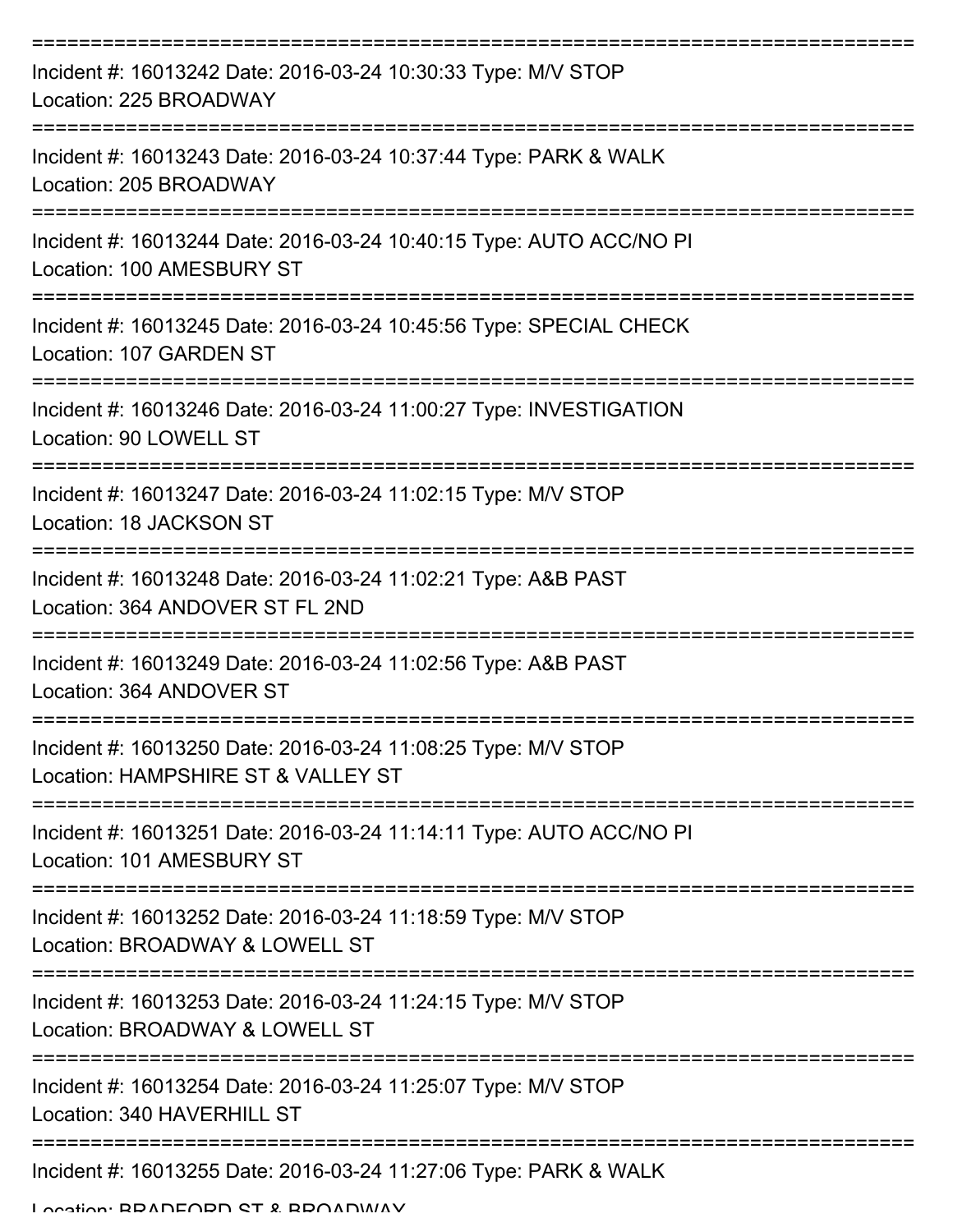Incident #: 16013242 Date: 2016-03-24 10:30:33 Type: M/V STOP
Location: 225 BROADWAY

Incident #: 16013243 Date: 2016-03-24 10:37:44 Type: PARK & WALK
Location: 205 BROADWAY

Incident #: 16013244 Date: 2016-03-24 10:40:15 Type: AUTO ACC/NO PI
Location: 100 AMESBURY ST

Incident #: 16013245 Date: 2016-03-24 10:45:56 Type: SPECIAL CHECK
Location: 107 GARDEN ST

Incident #: 16013246 Date: 2016-03-24 11:00:27 Type: INVESTIGATION
Location: 90 LOWELL ST

Incident #: 16013247 Date: 2016-03-24 11:02:15 Type: M/V STOP
Location: 18 JACKSON ST

Incident #: 16013248 Date: 2016-03-24 11:02:21 Type: A&B PAST
Location: 364 ANDOVER ST FL 2ND

Incident #: 16013249 Date: 2016-03-24 11:02:56 Type: A&B PAST
Location: 364 ANDOVER ST

Incident #: 16013250 Date: 2016-03-24 11:08:25 Type: M/V STOP
Location: HAMPSHIRE ST & VALLEY ST

Incident #: 16013251 Date: 2016-03-24 11:14:11 Type: AUTO ACC/NO PI
Location: 101 AMESBURY ST

Incident #: 16013252 Date: 2016-03-24 11:18:59 Type: M/V STOP
Location: BROADWAY & LOWELL ST

Incident #: 16013253 Date: 2016-03-24 11:24:15 Type: M/V STOP
Location: BROADWAY & LOWELL ST

Incident #: 16013254 Date: 2016-03-24 11:25:07 Type: M/V STOP
Location: 340 HAVERHILL ST

Incident #: 16013255 Date: 2016-03-24 11:27:06 Type: PARK & WALK
Location: BRADFORD ST & BROADWAY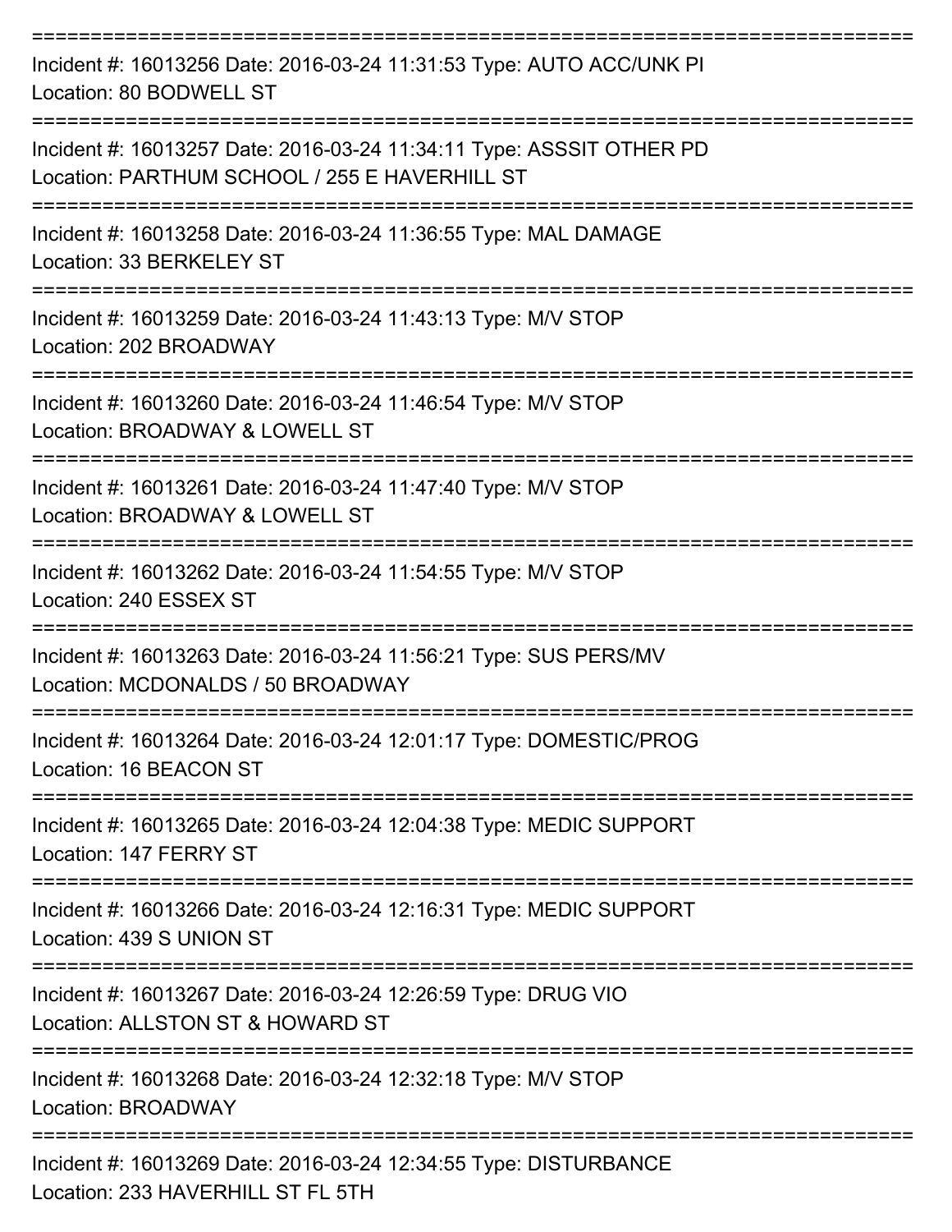===========================================================================

Incident #: 16013256 Date: 2016-03-24 11:31:53 Type: AUTO ACC/UNK PI
Location: 80 BODWELL ST

===========================================================================

Incident #: 16013257 Date: 2016-03-24 11:34:11 Type: ASSSIT OTHER PD
Location: PARTHUM SCHOOL / 255 E HAVERHILL ST

===========================================================================

Incident #: 16013258 Date: 2016-03-24 11:36:55 Type: MAL DAMAGE
Location: 33 BERKELEY ST

===========================================================================

Incident #: 16013259 Date: 2016-03-24 11:43:13 Type: M/V STOP
Location: 202 BROADWAY

===========================================================================

Incident #: 16013260 Date: 2016-03-24 11:46:54 Type: M/V STOP
Location: BROADWAY & LOWELL ST

===========================================================================

Incident #: 16013261 Date: 2016-03-24 11:47:40 Type: M/V STOP
Location: BROADWAY & LOWELL ST

===========================================================================

Incident #: 16013262 Date: 2016-03-24 11:54:55 Type: M/V STOP
Location: 240 ESSEX ST

===========================================================================

Incident #: 16013263 Date: 2016-03-24 11:56:21 Type: SUS PERS/MV
Location: MCDONALDS / 50 BROADWAY

===========================================================================

Incident #: 16013264 Date: 2016-03-24 12:01:17 Type: DOMESTIC/PROG
Location: 16 BEACON ST

===========================================================================

Incident #: 16013265 Date: 2016-03-24 12:04:38 Type: MEDIC SUPPORT
Location: 147 FERRY ST

===========================================================================

Incident #: 16013266 Date: 2016-03-24 12:16:31 Type: MEDIC SUPPORT
Location: 439 S UNION ST

===========================================================================

Incident #: 16013267 Date: 2016-03-24 12:26:59 Type: DRUG VIO
Location: ALLSTON ST & HOWARD ST

===========================================================================

Incident #: 16013268 Date: 2016-03-24 12:32:18 Type: M/V STOP
Location: BROADWAY

===========================================================================

Incident #: 16013269 Date: 2016-03-24 12:34:55 Type: DISTURBANCE
Location: 233 HAVERHILL ST FL 5TH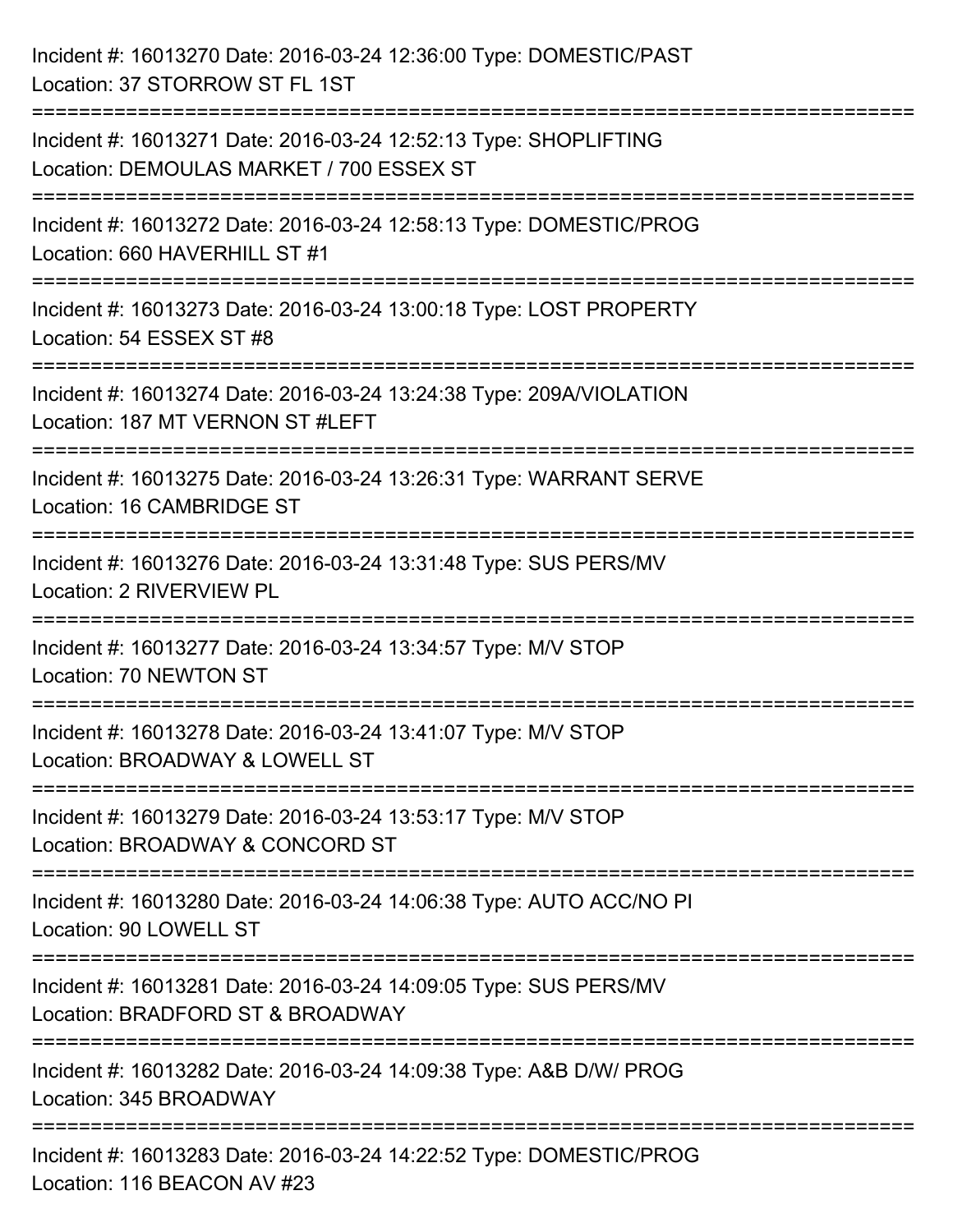Incident #: 16013270 Date: 2016-03-24 12:36:00 Type: DOMESTIC/PAST
Location: 37 STORROW ST FL 1ST

===========================================================================

Incident #: 16013271 Date: 2016-03-24 12:52:13 Type: SHOPLIFTING
Location: DEMOULAS MARKET / 700 ESSEX ST

===========================================================================

Incident #: 16013272 Date: 2016-03-24 12:58:13 Type: DOMESTIC/PROG
Location: 660 HAVERHILL ST #1

===========================================================================

Incident #: 16013273 Date: 2016-03-24 13:00:18 Type: LOST PROPERTY
Location: 54 ESSEX ST #8

===========================================================================

Incident #: 16013274 Date: 2016-03-24 13:24:38 Type: 209A/VIOLATION
Location: 187 MT VERNON ST #LEFT

===========================================================================

Incident #: 16013275 Date: 2016-03-24 13:26:31 Type: WARRANT SERVE
Location: 16 CAMBRIDGE ST

===========================================================================

Incident #: 16013276 Date: 2016-03-24 13:31:48 Type: SUS PERS/MV
Location: 2 RIVERVIEW PL

===========================================================================

Incident #: 16013277 Date: 2016-03-24 13:34:57 Type: M/V STOP
Location: 70 NEWTON ST

===========================================================================

Incident #: 16013278 Date: 2016-03-24 13:41:07 Type: M/V STOP
Location: BROADWAY & LOWELL ST

===========================================================================

Incident #: 16013279 Date: 2016-03-24 13:53:17 Type: M/V STOP
Location: BROADWAY & CONCORD ST

===========================================================================

Incident #: 16013280 Date: 2016-03-24 14:06:38 Type: AUTO ACC/NO PI
Location: 90 LOWELL ST

===========================================================================

Incident #: 16013281 Date: 2016-03-24 14:09:05 Type: SUS PERS/MV
Location: BRADFORD ST & BROADWAY

===========================================================================

Incident #: 16013282 Date: 2016-03-24 14:09:38 Type: A&B D/W/ PROG
Location: 345 BROADWAY

===========================================================================

Incident #: 16013283 Date: 2016-03-24 14:22:52 Type: DOMESTIC/PROG
Location: 116 BEACON AV #23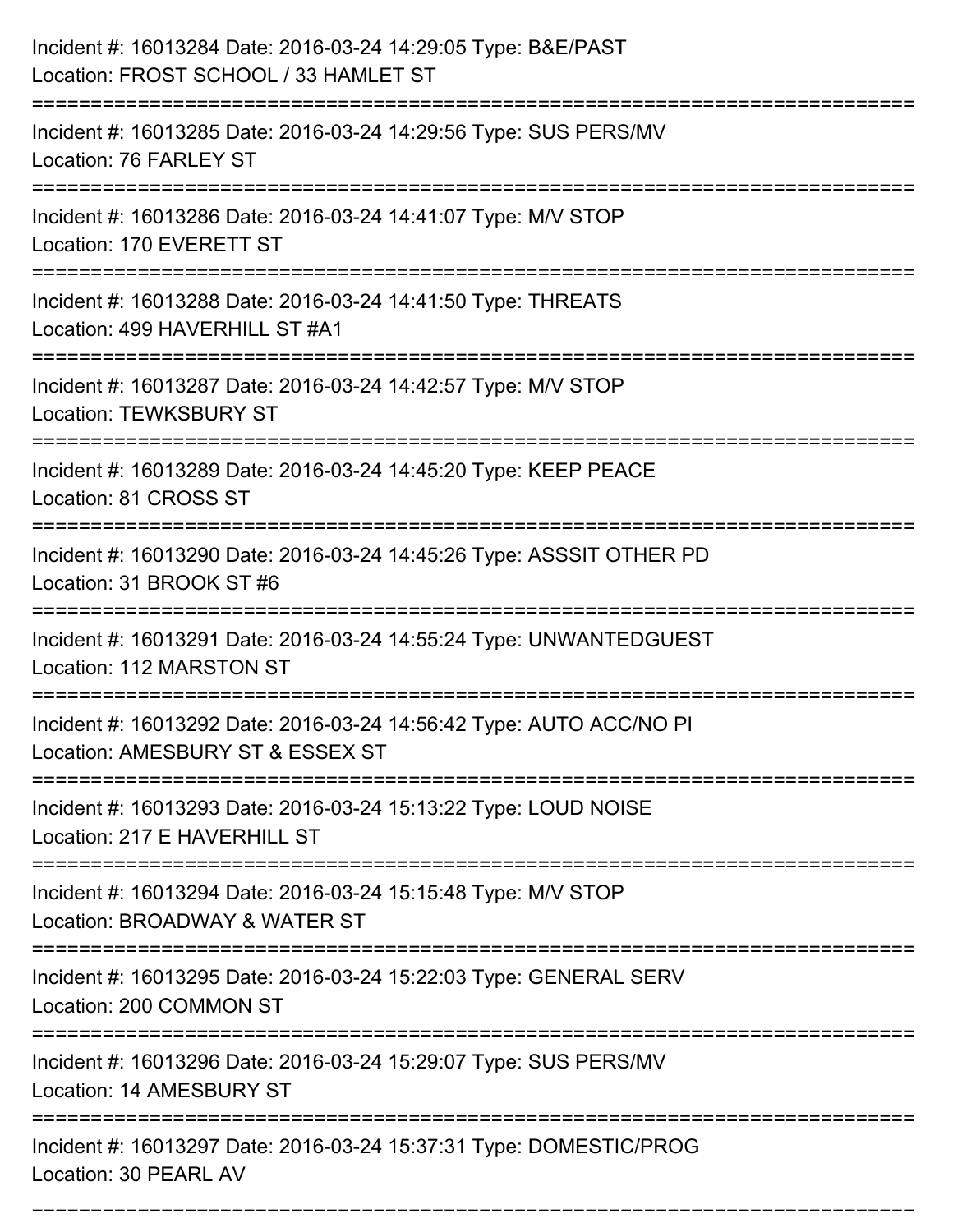Incident #: 16013284 Date: 2016-03-24 14:29:05 Type: B&E/PAST
Location: FROST SCHOOL / 33 HAMLET ST

===========================================================================

Incident #: 16013285 Date: 2016-03-24 14:29:56 Type: SUS PERS/MV
Location: 76 FARLEY ST

===========================================================================

Incident #: 16013286 Date: 2016-03-24 14:41:07 Type: M/V STOP
Location: 170 EVERETT ST

===========================================================================

Incident #: 16013288 Date: 2016-03-24 14:41:50 Type: THREATS
Location: 499 HAVERHILL ST #A1

===========================================================================

Incident #: 16013287 Date: 2016-03-24 14:42:57 Type: M/V STOP
Location: TEWKSBURY ST

===========================================================================

Incident #: 16013289 Date: 2016-03-24 14:45:20 Type: KEEP PEACE
Location: 81 CROSS ST

===========================================================================

Incident #: 16013290 Date: 2016-03-24 14:45:26 Type: ASSSIT OTHER PD
Location: 31 BROOK ST #6

===========================================================================

Incident #: 16013291 Date: 2016-03-24 14:55:24 Type: UNWANTEDGUEST
Location: 112 MARSTON ST

===========================================================================

Incident #: 16013292 Date: 2016-03-24 14:56:42 Type: AUTO ACC/NO PI
Location: AMESBURY ST & ESSEX ST

===========================================================================

Incident #: 16013293 Date: 2016-03-24 15:13:22 Type: LOUD NOISE
Location: 217 E HAVERHILL ST

===========================================================================

Incident #: 16013294 Date: 2016-03-24 15:15:48 Type: M/V STOP
Location: BROADWAY & WATER ST

===========================================================================

Incident #: 16013295 Date: 2016-03-24 15:22:03 Type: GENERAL SERV
Location: 200 COMMON ST

===========================================================================

Incident #: 16013296 Date: 2016-03-24 15:29:07 Type: SUS PERS/MV
Location: 14 AMESBURY ST

===========================================================================

Incident #: 16013297 Date: 2016-03-24 15:37:31 Type: DOMESTIC/PROG
Location: 30 PEARL AV

===========================================================================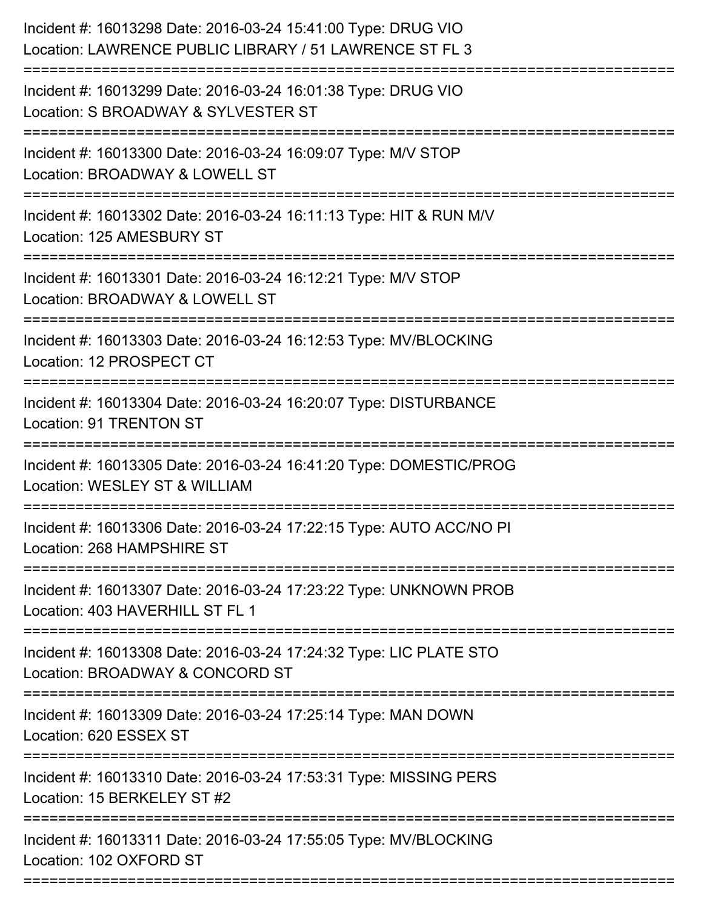Incident #: 16013298 Date: 2016-03-24 15:41:00 Type: DRUG VIO
Location: LAWRENCE PUBLIC LIBRARY / 51 LAWRENCE ST FL 3

===========================================================================

Incident #: 16013299 Date: 2016-03-24 16:01:38 Type: DRUG VIO
Location: S BROADWAY & SYLVESTER ST

===========================================================================

Incident #: 16013300 Date: 2016-03-24 16:09:07 Type: M/V STOP
Location: BROADWAY & LOWELL ST

===========================================================================

Incident #: 16013302 Date: 2016-03-24 16:11:13 Type: HIT & RUN M/V
Location: 125 AMESBURY ST

===========================================================================

Incident #: 16013301 Date: 2016-03-24 16:12:21 Type: M/V STOP
Location: BROADWAY & LOWELL ST

===========================================================================

Incident #: 16013303 Date: 2016-03-24 16:12:53 Type: MV/BLOCKING
Location: 12 PROSPECT CT

===========================================================================

Incident #: 16013304 Date: 2016-03-24 16:20:07 Type: DISTURBANCE
Location: 91 TRENTON ST

===========================================================================

Incident #: 16013305 Date: 2016-03-24 16:41:20 Type: DOMESTIC/PROG
Location: WESLEY ST & WILLIAM

===========================================================================

Incident #: 16013306 Date: 2016-03-24 17:22:15 Type: AUTO ACC/NO PI
Location: 268 HAMPSHIRE ST

===========================================================================

Incident #: 16013307 Date: 2016-03-24 17:23:22 Type: UNKNOWN PROB
Location: 403 HAVERHILL ST FL 1

===========================================================================

Incident #: 16013308 Date: 2016-03-24 17:24:32 Type: LIC PLATE STO
Location: BROADWAY & CONCORD ST

===========================================================================

Incident #: 16013309 Date: 2016-03-24 17:25:14 Type: MAN DOWN
Location: 620 ESSEX ST

===========================================================================

Incident #: 16013310 Date: 2016-03-24 17:53:31 Type: MISSING PERS
Location: 15 BERKELEY ST #2

===========================================================================

Incident #: 16013311 Date: 2016-03-24 17:55:05 Type: MV/BLOCKING
Location: 102 OXFORD ST

===========================================================================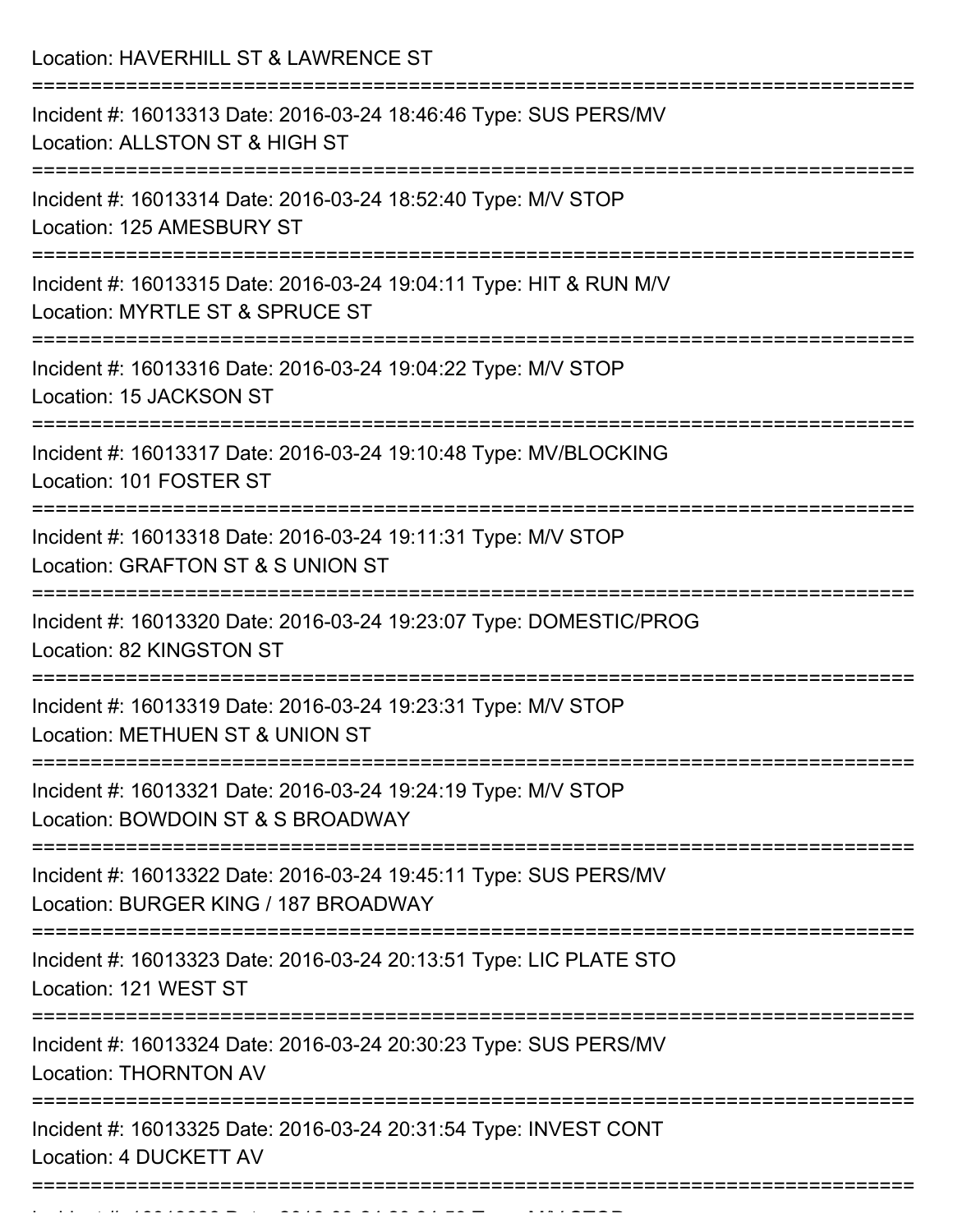Location: HAVERHILL ST & LAWRENCE ST

===========================================================================

Incident #: 16013313 Date: 2016-03-24 18:46:46 Type: SUS PERS/MV
Location: ALLSTON ST & HIGH ST

===========================================================================

Incident #: 16013314 Date: 2016-03-24 18:52:40 Type: M/V STOP
Location: 125 AMESBURY ST

===========================================================================

Incident #: 16013315 Date: 2016-03-24 19:04:11 Type: HIT & RUN M/V
Location: MYRTLE ST & SPRUCE ST

===========================================================================

Incident #: 16013316 Date: 2016-03-24 19:04:22 Type: M/V STOP
Location: 15 JACKSON ST

===========================================================================

Incident #: 16013317 Date: 2016-03-24 19:10:48 Type: MV/BLOCKING
Location: 101 FOSTER ST

===========================================================================

Incident #: 16013318 Date: 2016-03-24 19:11:31 Type: M/V STOP
Location: GRAFTON ST & S UNION ST

===========================================================================

Incident #: 16013320 Date: 2016-03-24 19:23:07 Type: DOMESTIC/PROG
Location: 82 KINGSTON ST

===========================================================================

Incident #: 16013319 Date: 2016-03-24 19:23:31 Type: M/V STOP
Location: METHUEN ST & UNION ST

===========================================================================

Incident #: 16013321 Date: 2016-03-24 19:24:19 Type: M/V STOP
Location: BOWDOIN ST & S BROADWAY

===========================================================================

Incident #: 16013322 Date: 2016-03-24 19:45:11 Type: SUS PERS/MV
Location: BURGER KING / 187 BROADWAY

===========================================================================

Incident #: 16013323 Date: 2016-03-24 20:13:51 Type: LIC PLATE STO
Location: 121 WEST ST

===========================================================================

Incident #: 16013324 Date: 2016-03-24 20:30:23 Type: SUS PERS/MV
Location: THORNTON AV

===========================================================================

Incident #: 16013325 Date: 2016-03-24 20:31:54 Type: INVEST CONT
Location: 4 DUCKETT AV

===========================================================================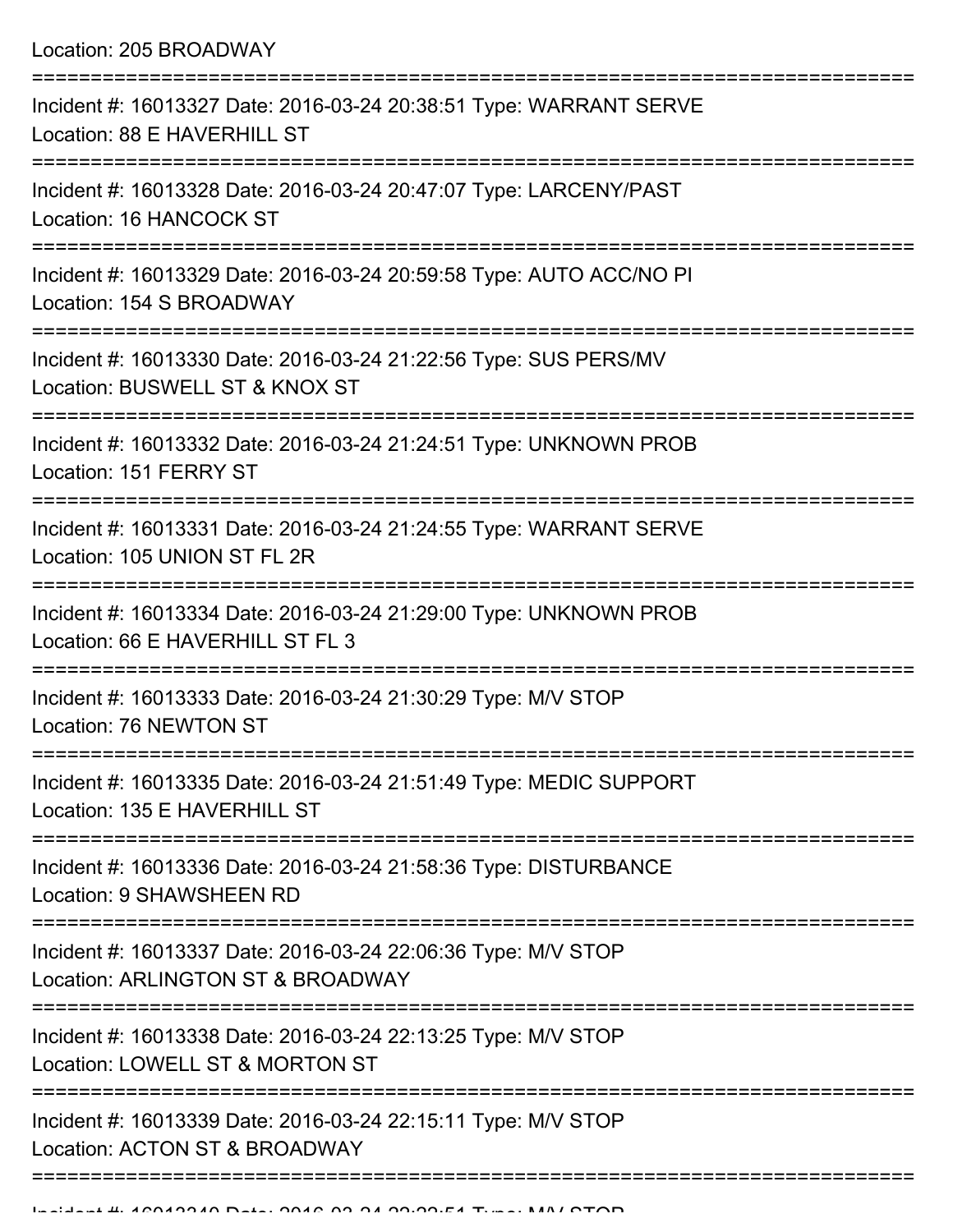Location: 205 BROADWAY

===========================================================================

Incident #: 16013327 Date: 2016-03-24 20:38:51 Type: WARRANT SERVE
Location: 88 E HAVERHILL ST

===========================================================================

Incident #: 16013328 Date: 2016-03-24 20:47:07 Type: LARCENY/PAST
Location: 16 HANCOCK ST

===========================================================================

Incident #: 16013329 Date: 2016-03-24 20:59:58 Type: AUTO ACC/NO PI
Location: 154 S BROADWAY

===========================================================================

Incident #: 16013330 Date: 2016-03-24 21:22:56 Type: SUS PERS/MV
Location: BUSWELL ST & KNOX ST

===========================================================================

Incident #: 16013332 Date: 2016-03-24 21:24:51 Type: UNKNOWN PROB
Location: 151 FERRY ST

===========================================================================

Incident #: 16013331 Date: 2016-03-24 21:24:55 Type: WARRANT SERVE
Location: 105 UNION ST FL 2R

===========================================================================

Incident #: 16013334 Date: 2016-03-24 21:29:00 Type: UNKNOWN PROB
Location: 66 E HAVERHILL ST FL 3

===========================================================================

Incident #: 16013333 Date: 2016-03-24 21:30:29 Type: M/V STOP
Location: 76 NEWTON ST

===========================================================================

Incident #: 16013335 Date: 2016-03-24 21:51:49 Type: MEDIC SUPPORT
Location: 135 E HAVERHILL ST

===========================================================================

Incident #: 16013336 Date: 2016-03-24 21:58:36 Type: DISTURBANCE
Location: 9 SHAWSHEEN RD

===========================================================================

Incident #: 16013337 Date: 2016-03-24 22:06:36 Type: M/V STOP
Location: ARLINGTON ST & BROADWAY

===========================================================================

Incident #: 16013338 Date: 2016-03-24 22:13:25 Type: M/V STOP
Location: LOWELL ST & MORTON ST

===========================================================================

Incident #: 16013339 Date: 2016-03-24 22:15:11 Type: M/V STOP
Location: ACTON ST & BROADWAY

===========================================================================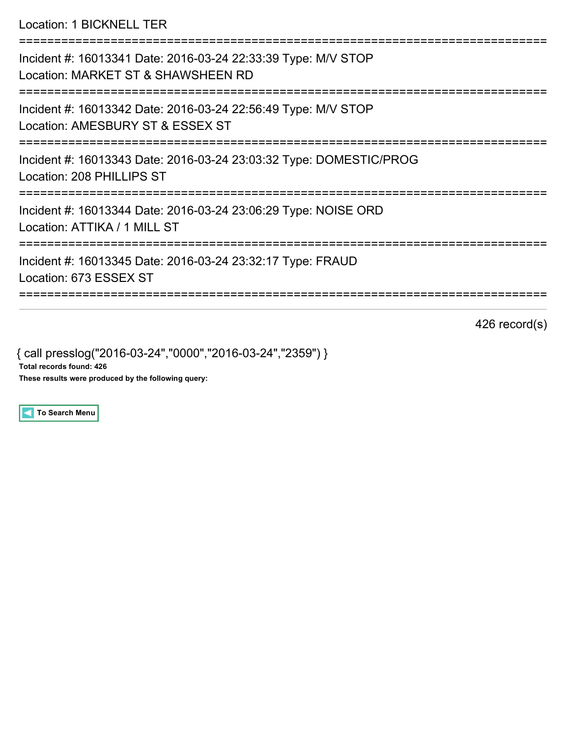Location: 1 BICKNELL TER

===========================================================================

Incident #: 16013341 Date: 2016-03-24 22:33:39 Type: M/V STOP

Location: MARKET ST & SHAWSHEEN RD

===========================================================================

Incident #: 16013342 Date: 2016-03-24 22:56:49 Type: M/V STOP

Location: AMESBURY ST & ESSEX ST

===========================================================================

Incident #: 16013343 Date: 2016-03-24 23:03:32 Type: DOMESTIC/PROG

Location: 208 PHILLIPS ST

===========================================================================

Incident #: 16013344 Date: 2016-03-24 23:06:29 Type: NOISE ORD

Location: ATTIKA / 1 MILL ST

===========================================================================

Incident #: 16013345 Date: 2016-03-24 23:32:17 Type: FRAUD

Location: 673 ESSEX ST

===========================================================================

426 record(s)

{ call presslog("2016-03-24","0000","2016-03-24","2359") }

**Total records found: 426**

**These results were produced by the following query:**

To Search Menu